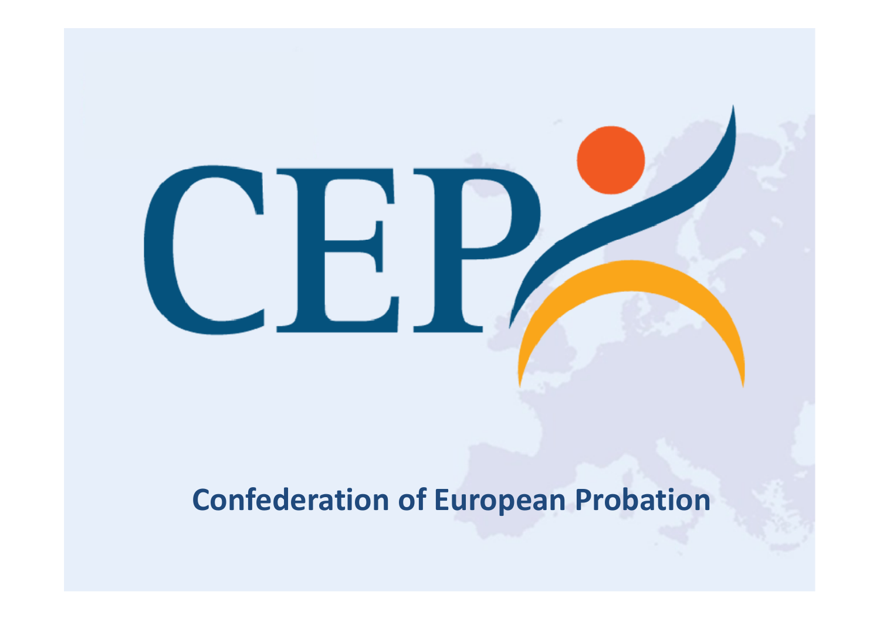# CEP

**Confederation of European Probation**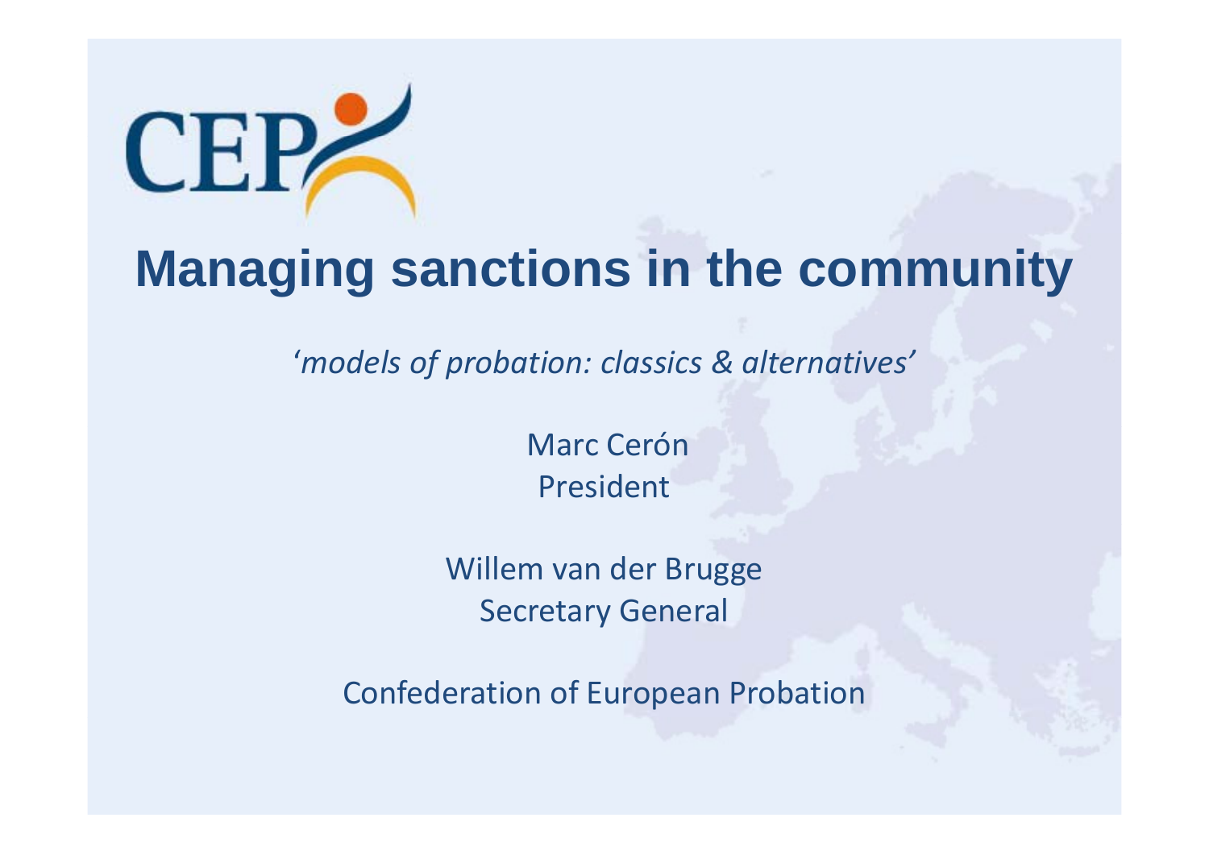CEP

# Managing sanctions in the community

*'models of probation: classics & alternatives'*

Marc Cerón
President

Willem van der Brugge
Secretary General

Confederation of European Probation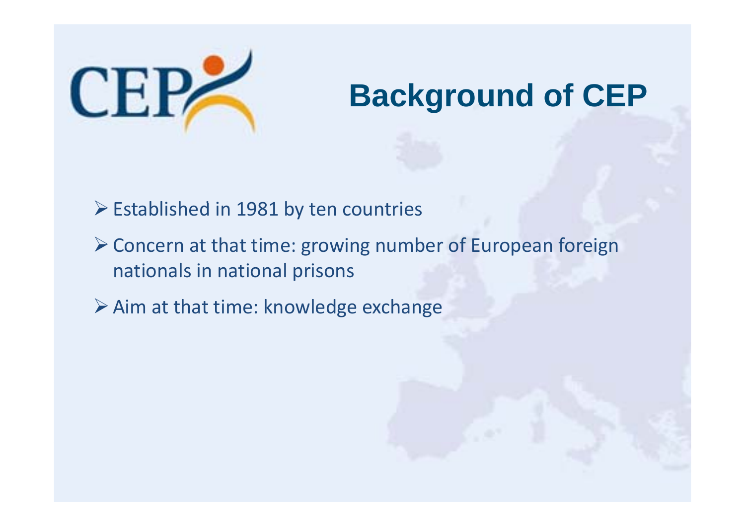# Background of CEP

- Established in 1981 by ten countries
- Concern at that time: growing number of European foreign nationals in national prisons
- Aim at that time: knowledge exchange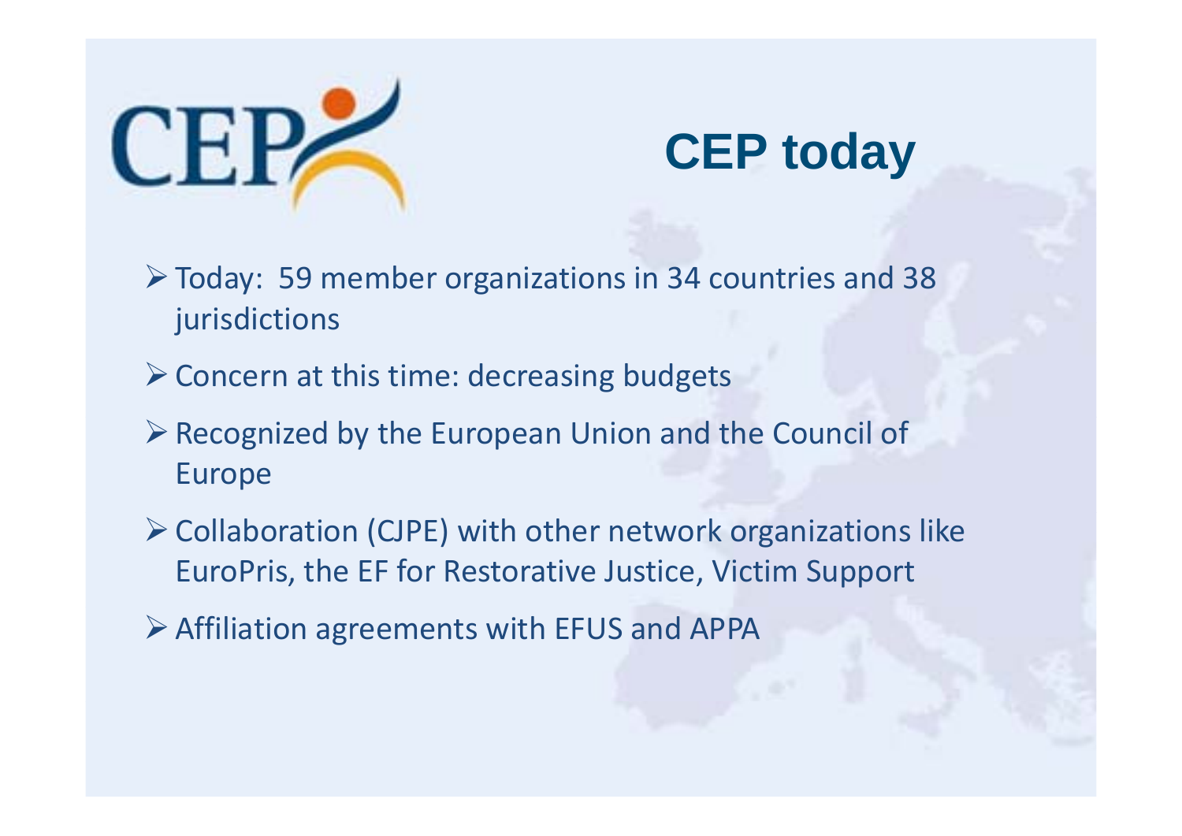# CEP today

- Today: 59 member organizations in 34 countries and 38 jurisdictions
- Concern at this time: decreasing budgets
- Recognized by the European Union and the Council of Europe
- Collaboration (CJPE) with other network organizations like EuroPris, the EF for Restorative Justice, Victim Support
- Affiliation agreements with EFUS and APPA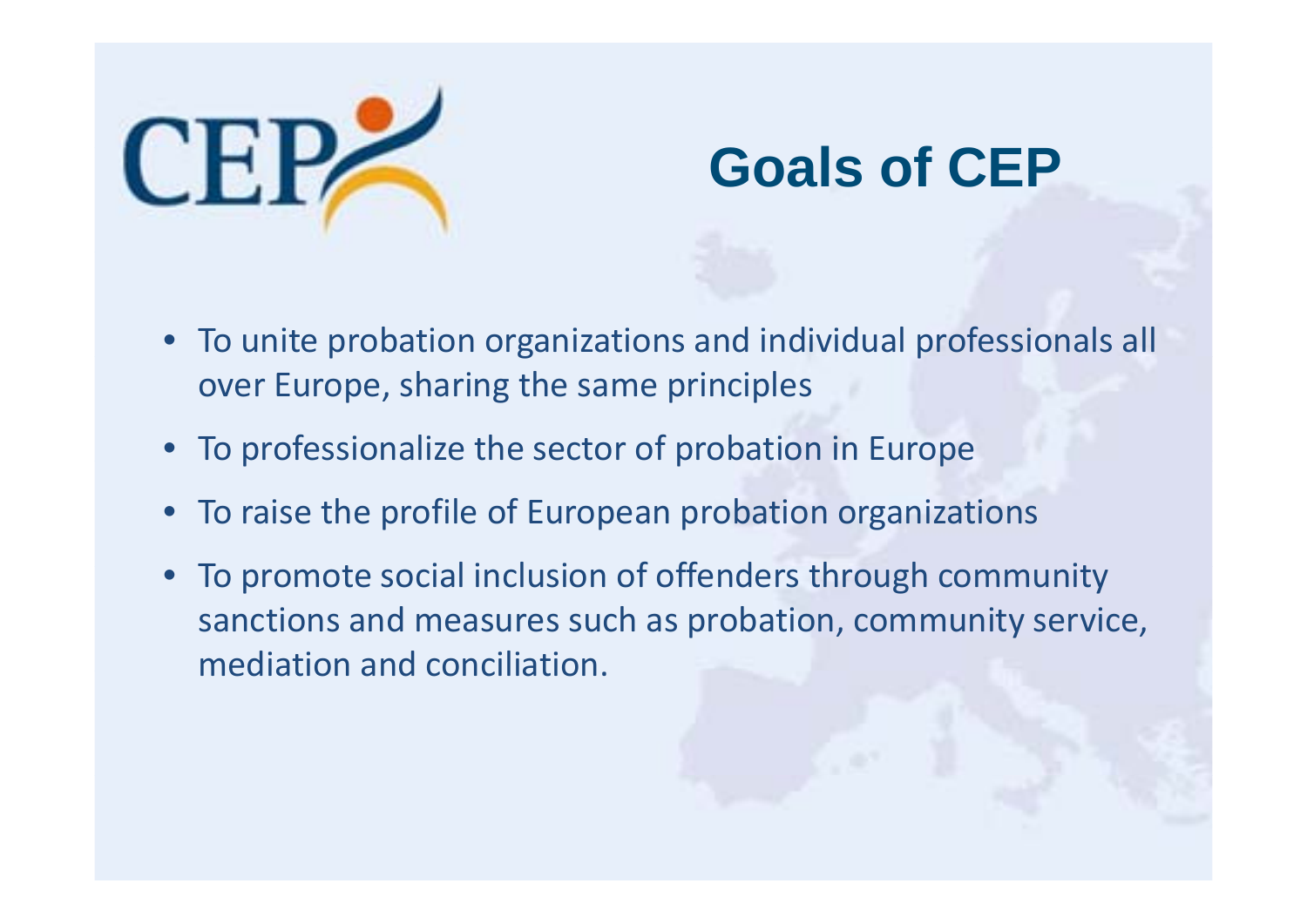# Goals of CEP

- To unite probation organizations and individual professionals all over Europe, sharing the same principles
- To professionalize the sector of probation in Europe
- To raise the profile of European probation organizations
- To promote social inclusion of offenders through community sanctions and measures such as probation, community service, mediation and conciliation.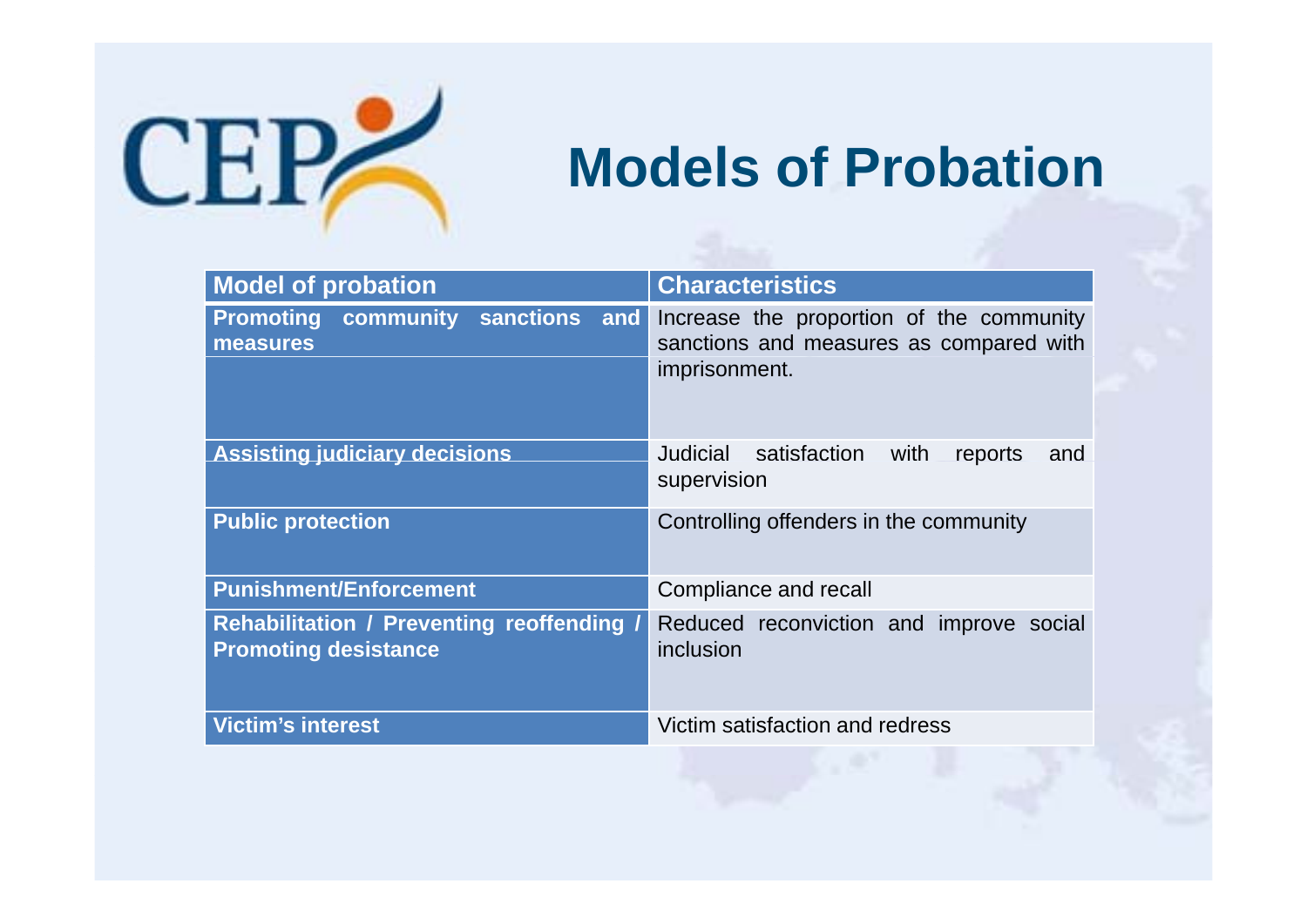# Models of Probation

| Model of probation | Characteristics |
|---|---|
| **Promoting community sanctions and measures** | Increase the proportion of the community sanctions and measures as compared with imprisonment. |
| **Assisting judiciary decisions** | Judicial satisfaction with reports and supervision |
| **Public protection** | Controlling offenders in the community |
| **Punishment/Enforcement** | Compliance and recall |
| **Rehabilitation / Preventing reoffending / Promoting desistance** | Reduced reconviction and improve social inclusion |
| **Victim's interest** | Victim satisfaction and redress |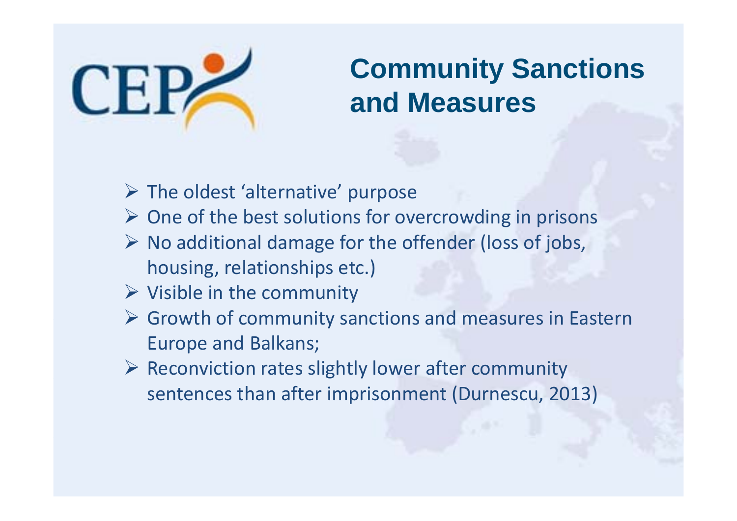# Community Sanctions and Measures

- The oldest 'alternative' purpose
- One of the best solutions for overcrowding in prisons
- No additional damage for the offender (loss of jobs, housing, relationships etc.)
- Visible in the community
- Growth of community sanctions and measures in Eastern Europe and Balkans;
- Reconviction rates slightly lower after community sentences than after imprisonment (Durnescu, 2013)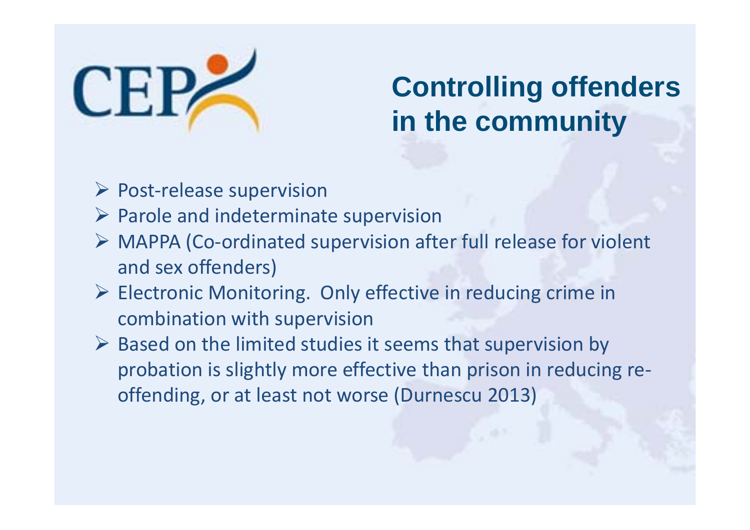# Controlling offenders in the community

- Post-release supervision
- Parole and indeterminate supervision
- MAPPA (Co-ordinated supervision after full release for violent and sex offenders)
- Electronic Monitoring. Only effective in reducing crime in combination with supervision
- Based on the limited studies it seems that supervision by probation is slightly more effective than prison in reducing re-offending, or at least not worse (Durnescu 2013)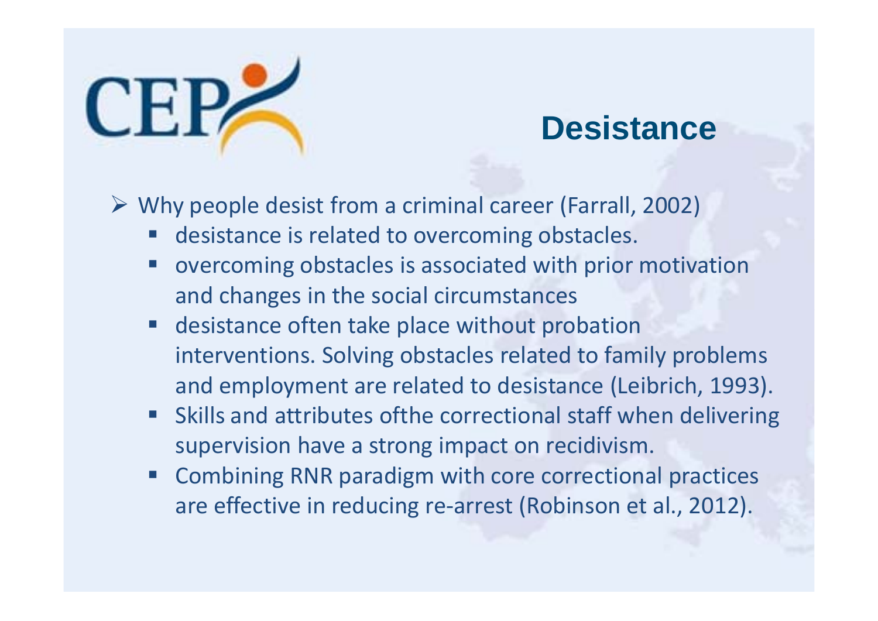CEP

# Desistance

- Why people desist from a criminal career (Farrall, 2002)
  - desistance is related to overcoming obstacles.
  - overcoming obstacles is associated with prior motivation and changes in the social circumstances
  - desistance often take place without probation interventions. Solving obstacles related to family problems and employment are related to desistance (Leibrich, 1993).
  - Skills and attributes ofthe correctional staff when delivering supervision have a strong impact on recidivism.
  - Combining RNR paradigm with core correctional practices are effective in reducing re-arrest (Robinson et al., 2012).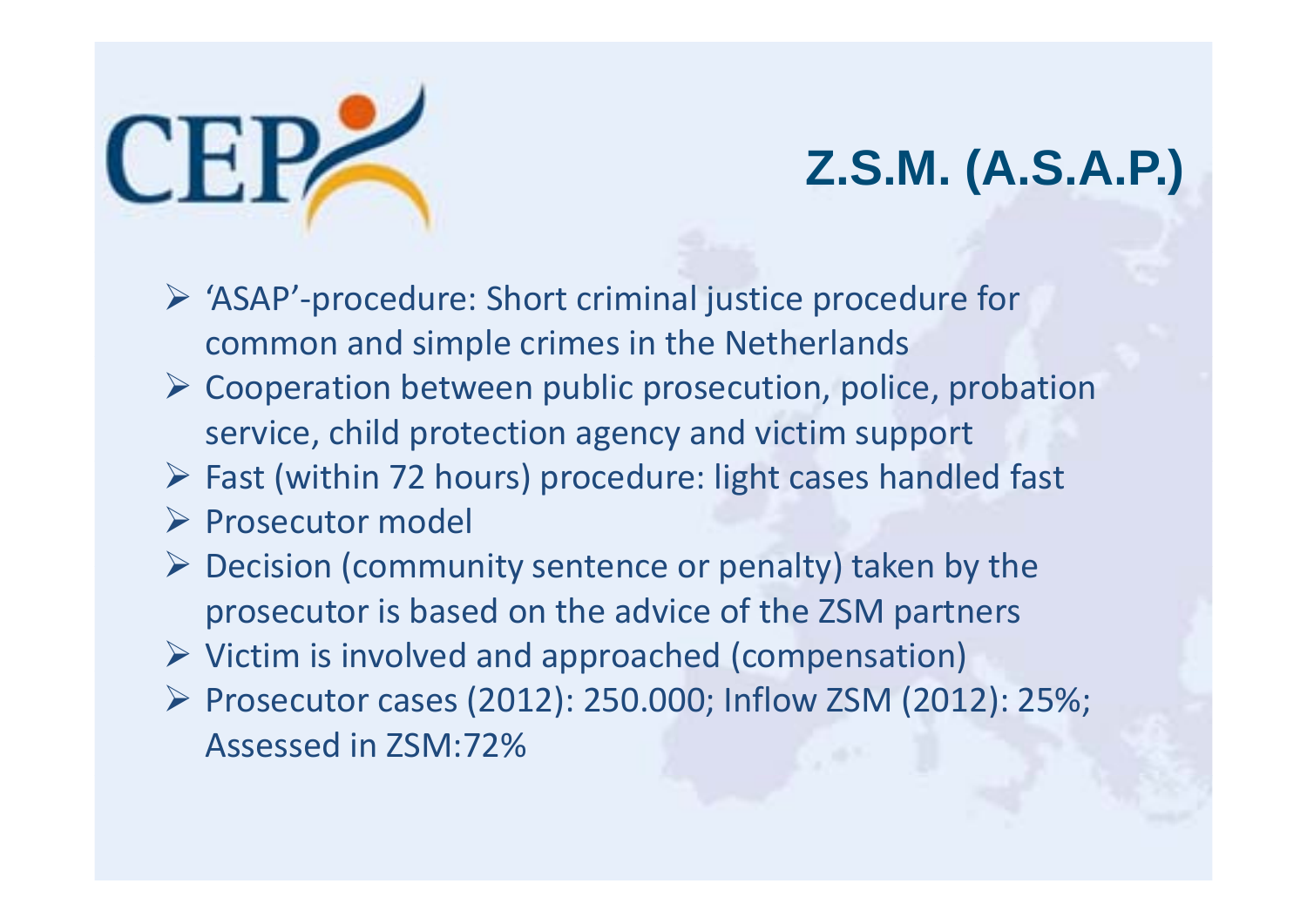# Z.S.M. (A.S.A.P.)

- 'ASAP'-procedure: Short criminal justice procedure for common and simple crimes in the Netherlands
- Cooperation between public prosecution, police, probation service, child protection agency and victim support
- Fast (within 72 hours) procedure: light cases handled fast
- Prosecutor model
- Decision (community sentence or penalty) taken by the prosecutor is based on the advice of the ZSM partners
- Victim is involved and approached (compensation)
- Prosecutor cases (2012): 250.000; Inflow ZSM (2012): 25%; Assessed in ZSM:72%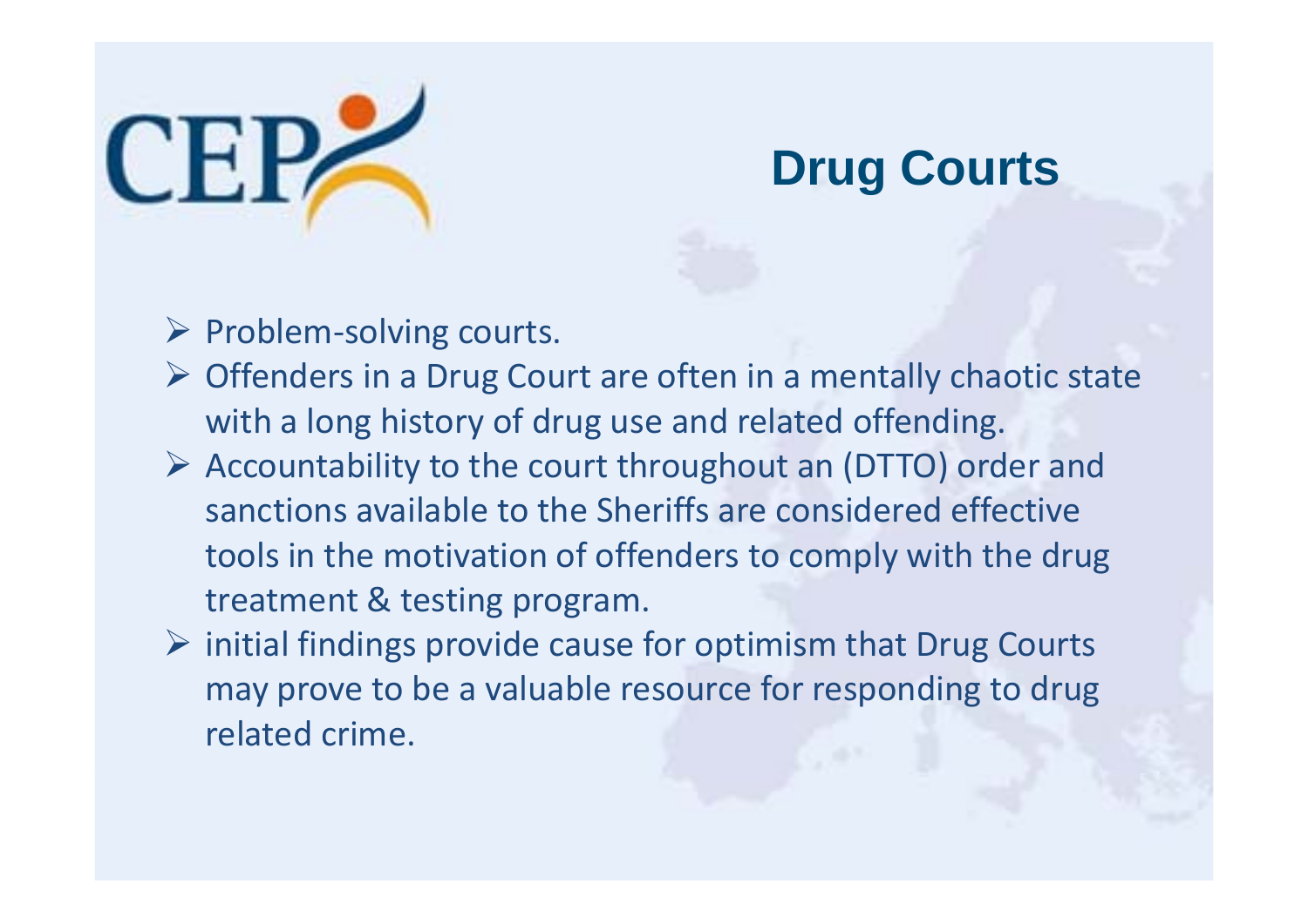# Drug Courts

- Problem-solving courts.
- Offenders in a Drug Court are often in a mentally chaotic state with a long history of drug use and related offending.
- Accountability to the court throughout an (DTTO) order and sanctions available to the Sheriffs are considered effective tools in the motivation of offenders to comply with the drug treatment & testing program.
- initial findings provide cause for optimism that Drug Courts may prove to be a valuable resource for responding to drug related crime.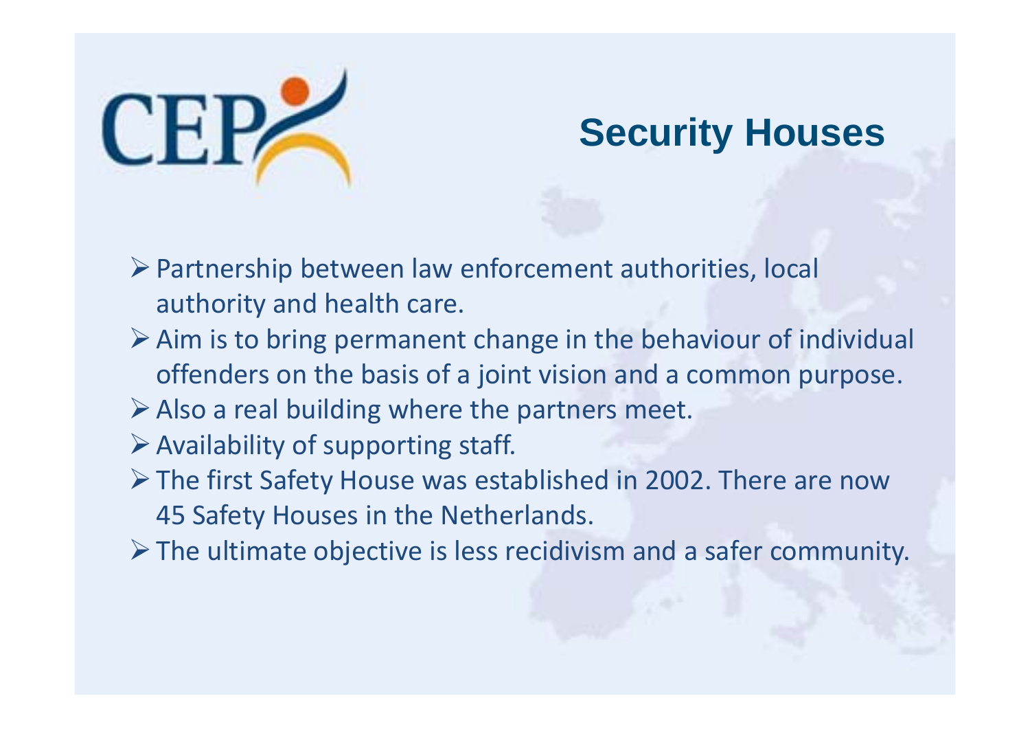# Security Houses

- Partnership between law enforcement authorities, local authority and health care.
- Aim is to bring permanent change in the behaviour of individual offenders on the basis of a joint vision and a common purpose.
- Also a real building where the partners meet.
- Availability of supporting staff.
- The first Safety House was established in 2002. There are now 45 Safety Houses in the Netherlands.
- The ultimate objective is less recidivism and a safer community.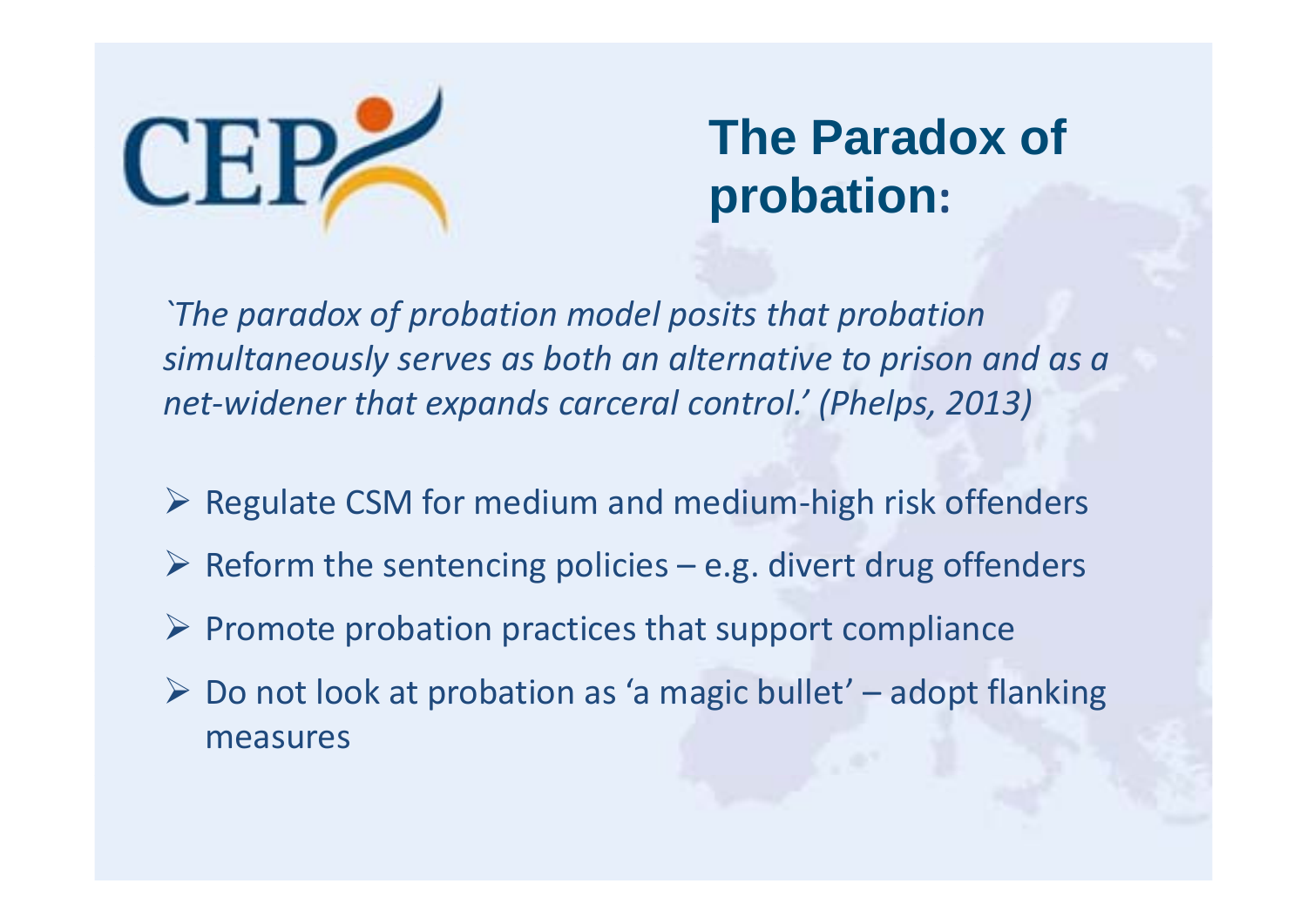# The Paradox of probation:

*`The paradox of probation model posits that probation simultaneously serves as both an alternative to prison and as a net-widener that expands carceral control.' (Phelps, 2013)*

- Regulate CSM for medium and medium-high risk offenders
- Reform the sentencing policies – e.g. divert drug offenders
- Promote probation practices that support compliance
- Do not look at probation as 'a magic bullet' – adopt flanking measures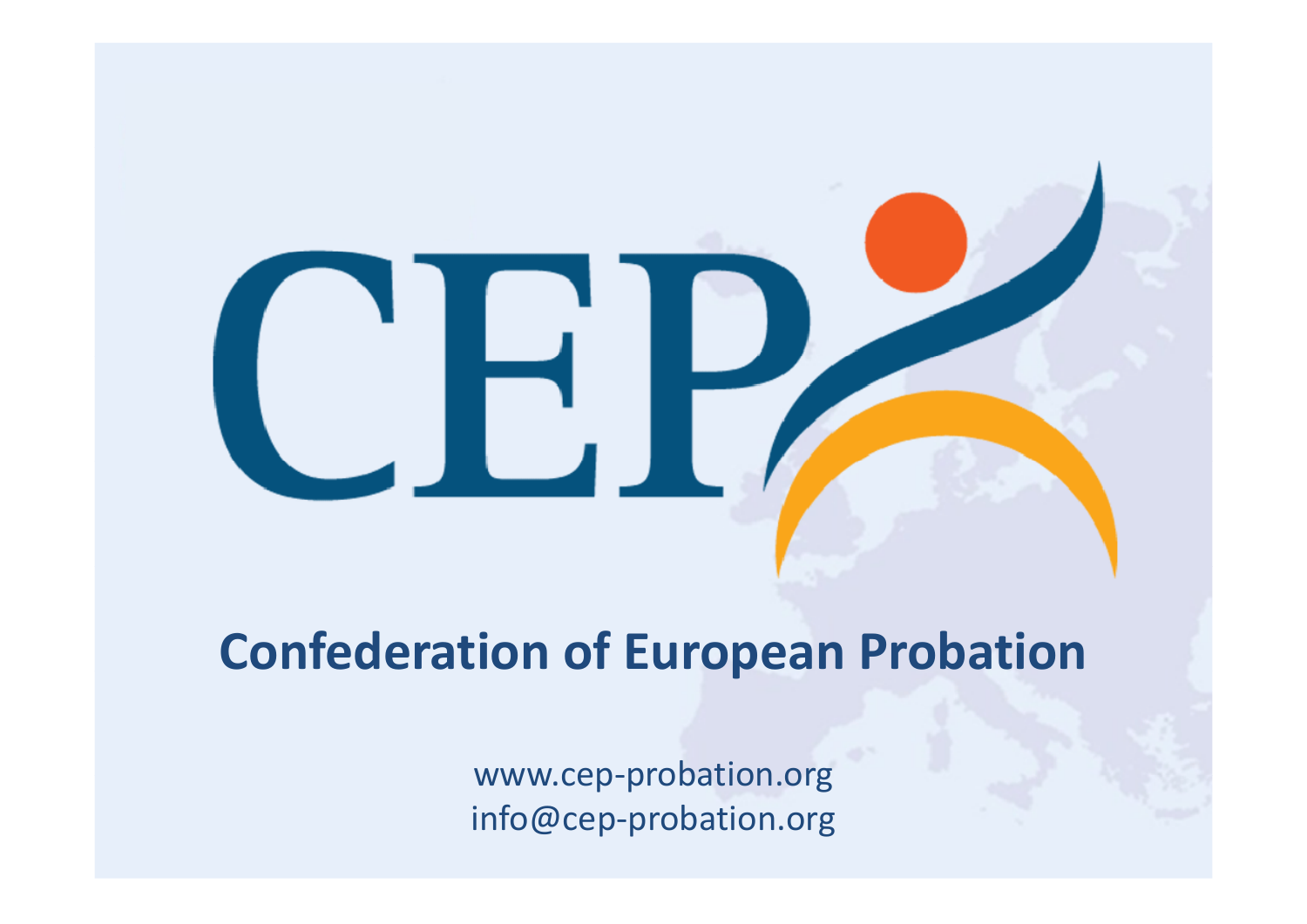CEP

Confederation of European Probation

www.cep-probation.org
info@cep-probation.org